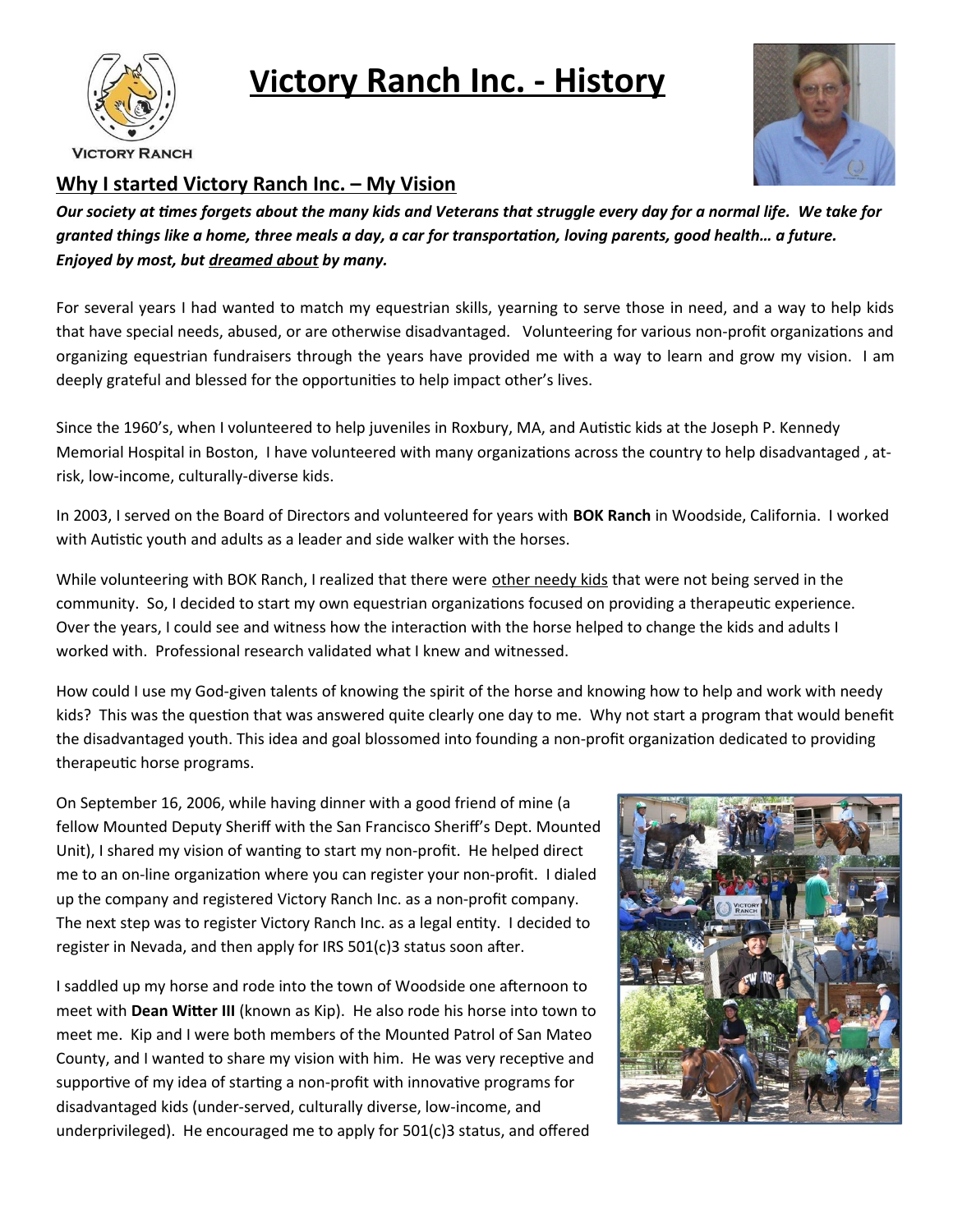VICTORY RANCH

# Victory Ranch Inc. - History

## Why I started Victory Ranch Inc. – My Vision

***Our society at times forgets about the many kids and Veterans that struggle every day for a normal life. We take for granted things like a home, three meals a day, a car for transportation, loving parents, good health… a future. Enjoyed by most, but dreamed about by many.***

For several years I had wanted to match my equestrian skills, yearning to serve those in need, and a way to help kids that have special needs, abused, or are otherwise disadvantaged. Volunteering for various non-profit organizations and organizing equestrian fundraisers through the years have provided me with a way to learn and grow my vision. I am deeply grateful and blessed for the opportunities to help impact other's lives.

Since the 1960's, when I volunteered to help juveniles in Roxbury, MA, and Autistic kids at the Joseph P. Kennedy Memorial Hospital in Boston, I have volunteered with many organizations across the country to help disadvantaged , at-risk, low-income, culturally-diverse kids.

In 2003, I served on the Board of Directors and volunteered for years with **BOK Ranch** in Woodside, California. I worked with Autistic youth and adults as a leader and side walker with the horses.

While volunteering with BOK Ranch, I realized that there were other needy kids that were not being served in the community. So, I decided to start my own equestrian organizations focused on providing a therapeutic experience. Over the years, I could see and witness how the interaction with the horse helped to change the kids and adults I worked with. Professional research validated what I knew and witnessed.

How could I use my God-given talents of knowing the spirit of the horse and knowing how to help and work with needy kids? This was the question that was answered quite clearly one day to me. Why not start a program that would benefit the disadvantaged youth. This idea and goal blossomed into founding a non-profit organization dedicated to providing therapeutic horse programs.

On September 16, 2006, while having dinner with a good friend of mine (a fellow Mounted Deputy Sheriff with the San Francisco Sheriff's Dept. Mounted Unit), I shared my vision of wanting to start my non-profit. He helped direct me to an on-line organization where you can register your non-profit. I dialed up the company and registered Victory Ranch Inc. as a non-profit company. The next step was to register Victory Ranch Inc. as a legal entity. I decided to register in Nevada, and then apply for IRS 501(c)3 status soon after.

I saddled up my horse and rode into the town of Woodside one afternoon to meet with **Dean Witter III** (known as Kip). He also rode his horse into town to meet me. Kip and I were both members of the Mounted Patrol of San Mateo County, and I wanted to share my vision with him. He was very receptive and supportive of my idea of starting a non-profit with innovative programs for disadvantaged kids (under-served, culturally diverse, low-income, and underprivileged). He encouraged me to apply for 501(c)3 status, and offered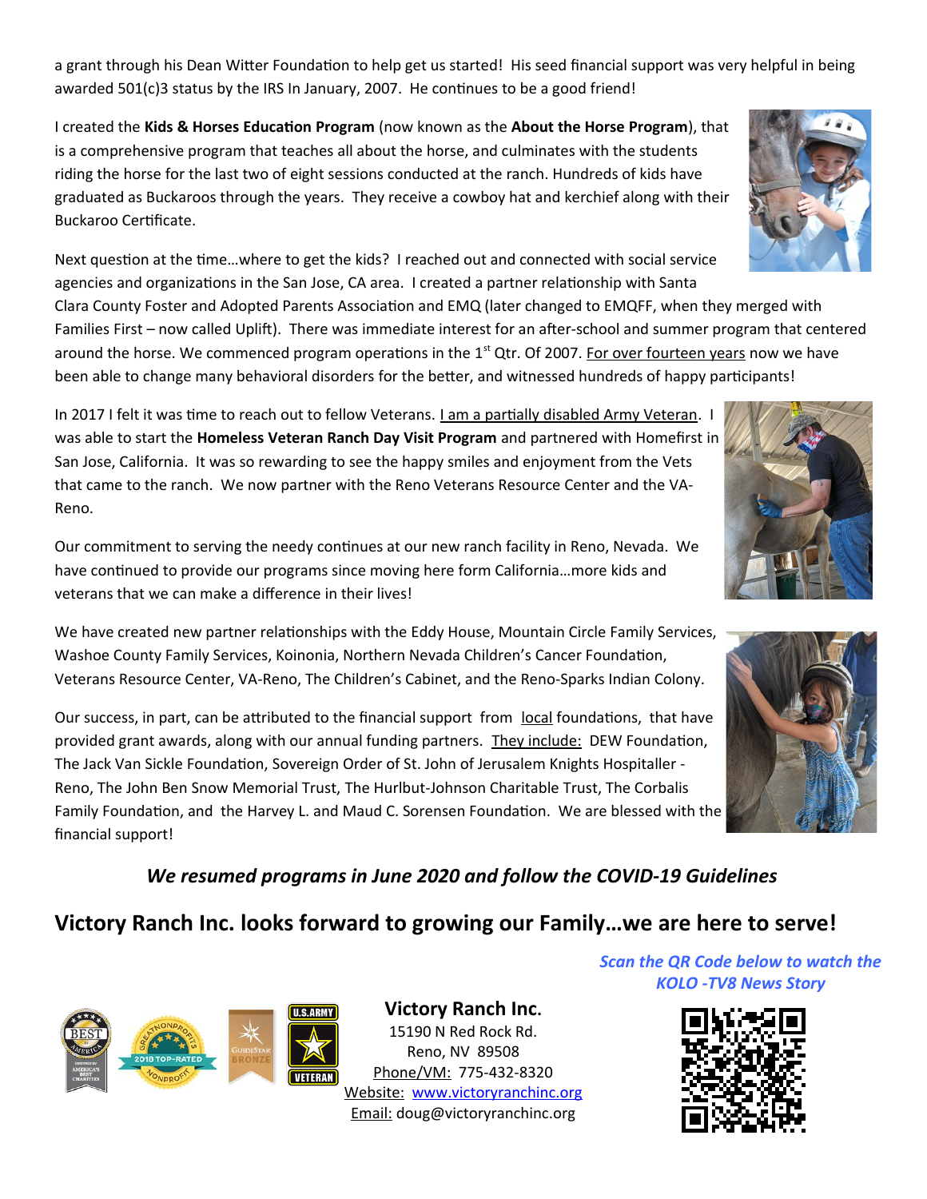a grant through his Dean Witter Foundation to help get us started! His seed financial support was very helpful in being awarded 501(c)3 status by the IRS In January, 2007. He continues to be a good friend!

I created the **Kids & Horses Education Program** (now known as the **About the Horse Program**), that is a comprehensive program that teaches all about the horse, and culminates with the students riding the horse for the last two of eight sessions conducted at the ranch. Hundreds of kids have graduated as Buckaroos through the years. They receive a cowboy hat and kerchief along with their Buckaroo Certificate.

Next question at the time…where to get the kids? I reached out and connected with social service agencies and organizations in the San Jose, CA area. I created a partner relationship with Santa Clara County Foster and Adopted Parents Association and EMQ (later changed to EMQFF, when they merged with Families First – now called Uplift). There was immediate interest for an after-school and summer program that centered around the horse. We commenced program operations in the 1st Qtr. Of 2007. For over fourteen years now we have been able to change many behavioral disorders for the better, and witnessed hundreds of happy participants!

In 2017 I felt it was time to reach out to fellow Veterans. I am a partially disabled Army Veteran. I was able to start the **Homeless Veteran Ranch Day Visit Program** and partnered with Homefirst in San Jose, California. It was so rewarding to see the happy smiles and enjoyment from the Vets that came to the ranch. We now partner with the Reno Veterans Resource Center and the VA-Reno.

Our commitment to serving the needy continues at our new ranch facility in Reno, Nevada. We have continued to provide our programs since moving here form California…more kids and veterans that we can make a difference in their lives!

We have created new partner relationships with the Eddy House, Mountain Circle Family Services, Washoe County Family Services, Koinonia, Northern Nevada Children's Cancer Foundation, Veterans Resource Center, VA-Reno, The Children's Cabinet, and the Reno-Sparks Indian Colony.

Our success, in part, can be attributed to the financial support from local foundations, that have provided grant awards, along with our annual funding partners. They include: DEW Foundation, The Jack Van Sickle Foundation, Sovereign Order of St. John of Jerusalem Knights Hospitaller - Reno, The John Ben Snow Memorial Trust, The Hurlbut-Johnson Charitable Trust, The Corbalis Family Foundation, and the Harvey L. and Maud C. Sorensen Foundation. We are blessed with the financial support!

***We resumed programs in June 2020 and follow the COVID-19 Guidelines***

## Victory Ranch Inc. looks forward to growing our Family…we are here to serve!

***Scan the QR Code below to watch the KOLO -TV8 News Story***

**Victory Ranch Inc.**
15190 N Red Rock Rd.
Reno, NV 89508
Phone/VM: 775-432-8320
Website: www.victoryranchinc.org
Email: doug@victoryranchinc.org